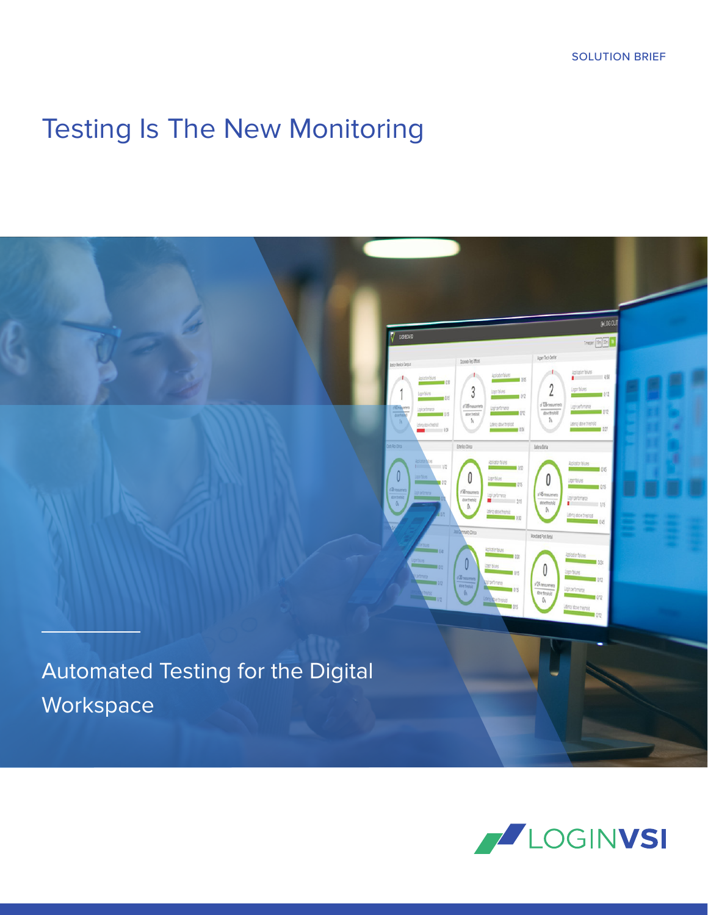SOLUTION BRIEF

# Testing Is The New Monitoring

## Automated Testing for the Digital Workspace

LOGINVSI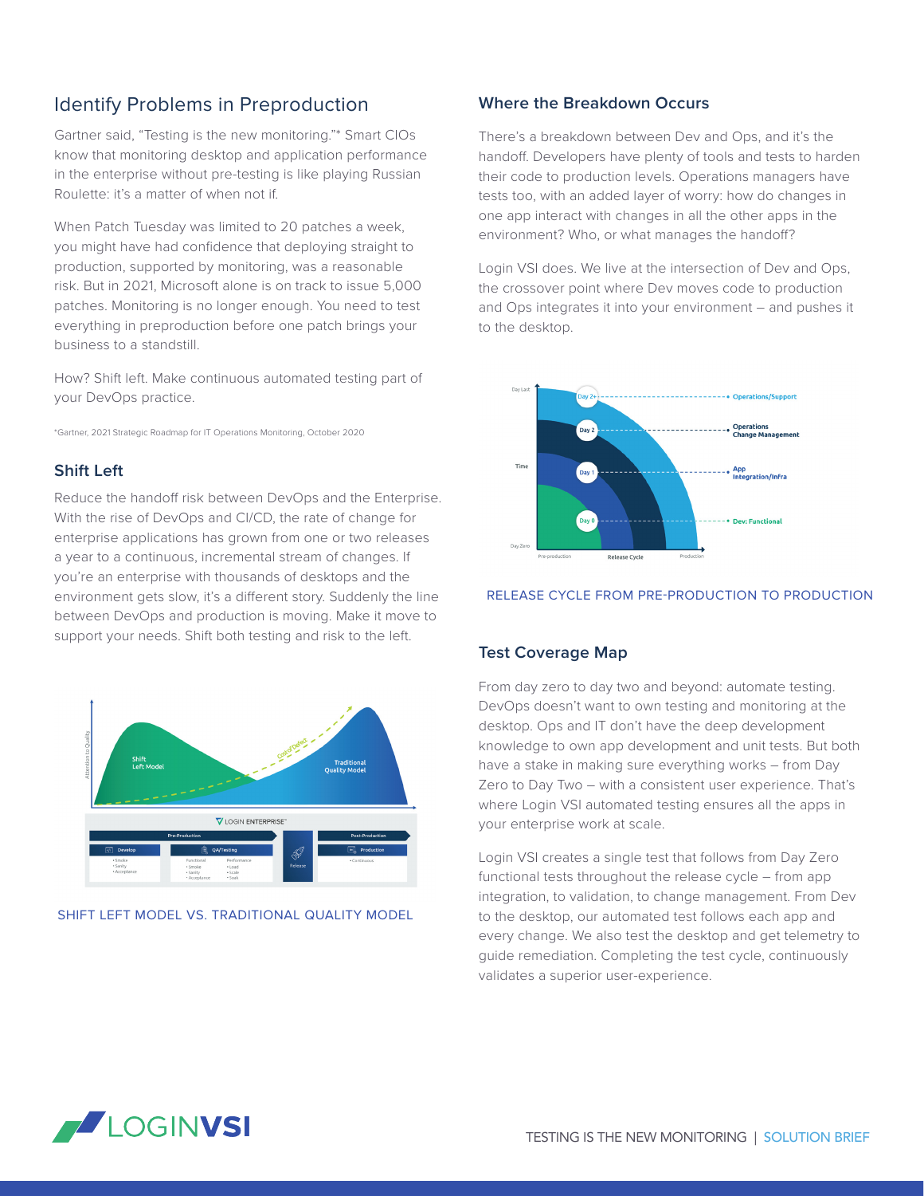## Identify Problems in Preproduction

Gartner said, "Testing is the new monitoring."* Smart CIOs know that monitoring desktop and application performance in the enterprise without pre-testing is like playing Russian Roulette: it's a matter of when not if.

When Patch Tuesday was limited to 20 patches a week, you might have had confidence that deploying straight to production, supported by monitoring, was a reasonable risk. But in 2021, Microsoft alone is on track to issue 5,000 patches. Monitoring is no longer enough. You need to test everything in preproduction before one patch brings your business to a standstill.

How? Shift left. Make continuous automated testing part of your DevOps practice.

*Gartner, 2021 Strategic Roadmap for IT Operations Monitoring, October 2020

### Shift Left

Reduce the handoff risk between DevOps and the Enterprise. With the rise of DevOps and CI/CD, the rate of change for enterprise applications has grown from one or two releases a year to a continuous, incremental stream of changes. If you're an enterprise with thousands of desktops and the environment gets slow, it's a different story. Suddenly the line between DevOps and production is moving. Make it move to support your needs. Shift both testing and risk to the left.

Attention to Quality
Shift Left Model
Cost of Defect
Traditional Quality Model
LOGIN ENTERPRISE
Pre-Production
Develop
• Smoke
• Sanity
• Acceptance
QA/Testing
Functional
• Smoke
• Sanity
• Acceptance
Performance
• Load
• Scale
• Soak
Release
Post-Production
Production
• Continuous

SHIFT LEFT MODEL VS. TRADITIONAL QUALITY MODEL

### Where the Breakdown Occurs

There's a breakdown between Dev and Ops, and it's the handoff. Developers have plenty of tools and tests to harden their code to production levels. Operations managers have tests too, with an added layer of worry: how do changes in one app interact with changes in all the other apps in the environment? Who, or what manages the handoff?

Login VSI does. We live at the intersection of Dev and Ops, the crossover point where Dev moves code to production and Ops integrates it into your environment – and pushes it to the desktop.

Day Last
Time
Day Zero
Day 2+
Day 2
Day 1
Day 0
Operations/Support
Operations Change Management
App Integration/Infra
Dev: Functional
Pre-production
Release Cycle
Production

RELEASE CYCLE FROM PRE-PRODUCTION TO PRODUCTION

### Test Coverage Map

From day zero to day two and beyond: automate testing. DevOps doesn't want to own testing and monitoring at the desktop. Ops and IT don't have the deep development knowledge to own app development and unit tests. But both have a stake in making sure everything works – from Day Zero to Day Two – with a consistent user experience. That's where Login VSI automated testing ensures all the apps in your enterprise work at scale.

Login VSI creates a single test that follows from Day Zero functional tests throughout the release cycle – from app integration, to validation, to change management. From Dev to the desktop, our automated test follows each app and every change. We also test the desktop and get telemetry to guide remediation. Completing the test cycle, continuously validates a superior user-experience.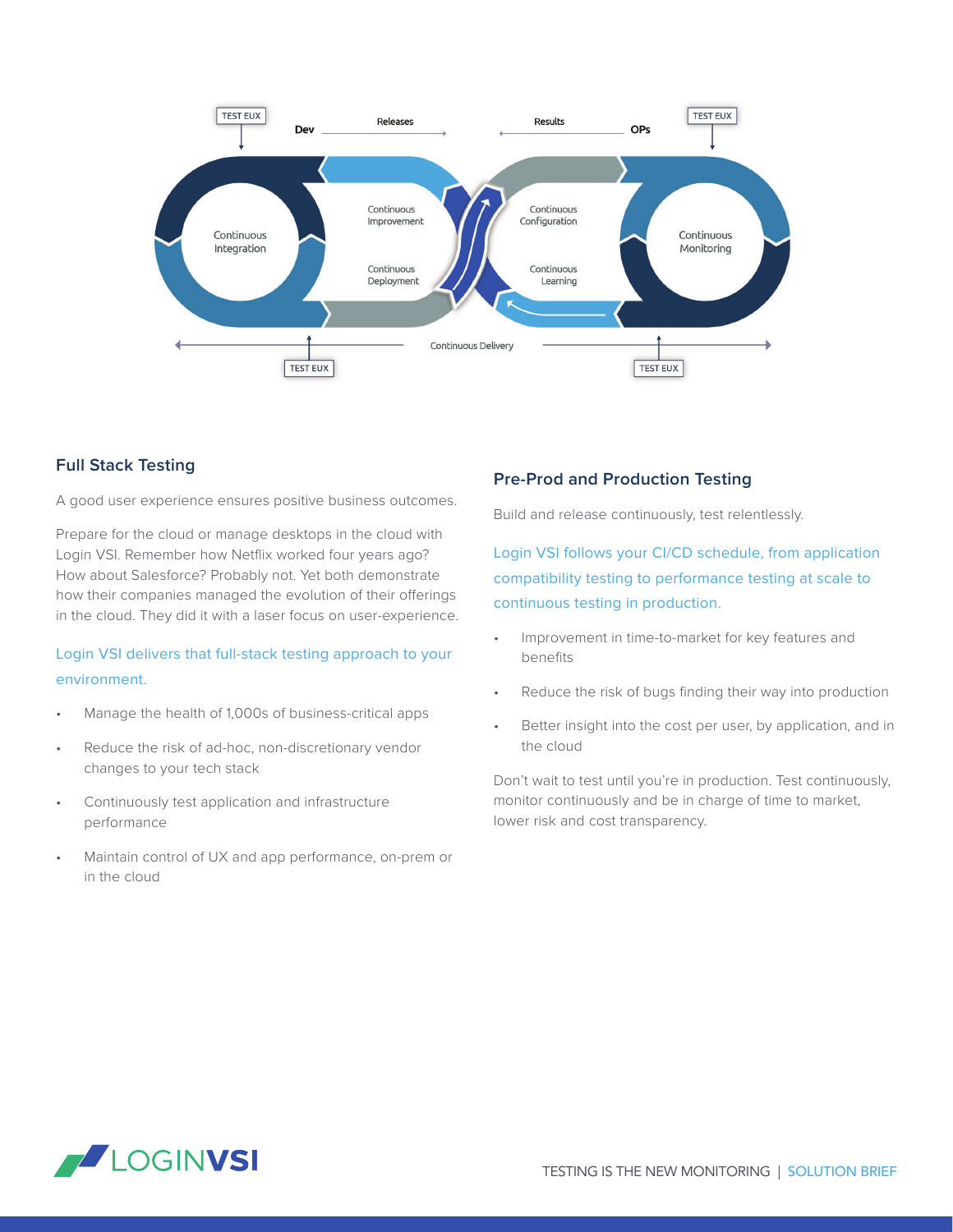TEST EUX

Dev

Releases

Results

OPs

TEST EUX

Continuous Integration

Continuous Improvement

Continuous Deployment

Continuous Configuration

Continuous Learning

Continuous Monitoring

TEST EUX

Continuous Delivery

TEST EUX

## Full Stack Testing

A good user experience ensures positive business outcomes.

Prepare for the cloud or manage desktops in the cloud with Login VSI. Remember how Netflix worked four years ago? How about Salesforce? Probably not. Yet both demonstrate how their companies managed the evolution of their offerings in the cloud. They did it with a laser focus on user-experience.

Login VSI delivers that full-stack testing approach to your environment.

- Manage the health of 1,000s of business-critical apps
- Reduce the risk of ad-hoc, non-discretionary vendor changes to your tech stack
- Continuously test application and infrastructure performance
- Maintain control of UX and app performance, on-prem or in the cloud

## Pre-Prod and Production Testing

Build and release continuously, test relentlessly.

Login VSI follows your CI/CD schedule, from application compatibility testing to performance testing at scale to continuous testing in production.

- Improvement in time-to-market for key features and benefits
- Reduce the risk of bugs finding their way into production
- Better insight into the cost per user, by application, and in the cloud

Don't wait to test until you're in production. Test continuously, monitor continuously and be in charge of time to market, lower risk and cost transparency.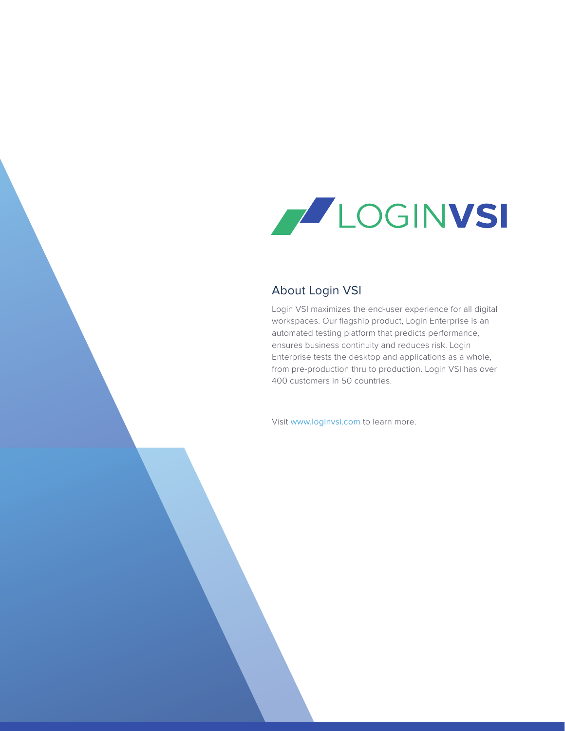## About Login VSI

Login VSI maximizes the end-user experience for all digital workspaces. Our flagship product, Login Enterprise is an automated testing platform that predicts performance, ensures business continuity and reduces risk. Login Enterprise tests the desktop and applications as a whole, from pre-production thru to production. Login VSI has over 400 customers in 50 countries.

Visit www.loginvsi.com to learn more.